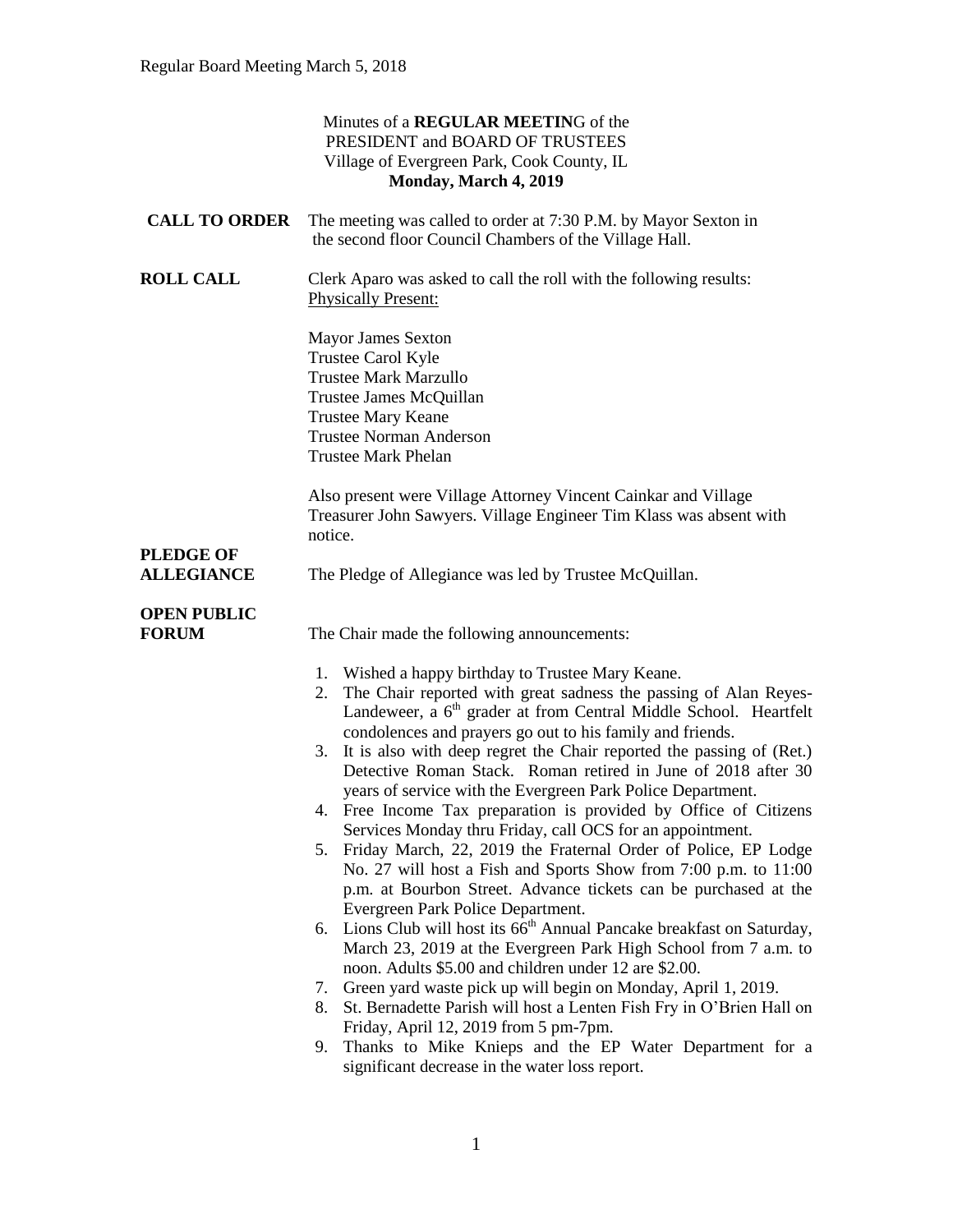Minutes of a **REGULAR MEETIN**G of the
PRESIDENT and BOARD OF TRUSTEES
Village of Evergreen Park, Cook County, IL
**Monday, March 4, 2019**

**CALL TO ORDER** The meeting was called to order at 7:30 P.M. by Mayor Sexton in the second floor Council Chambers of the Village Hall.

**ROLL CALL** Clerk Aparo was asked to call the roll with the following results:
Physically Present:

Mayor James Sexton
Trustee Carol Kyle
Trustee Mark Marzullo
Trustee James McQuillan
Trustee Mary Keane
Trustee Norman Anderson
Trustee Mark Phelan

Also present were Village Attorney Vincent Cainkar and Village Treasurer John Sawyers. Village Engineer Tim Klass was absent with notice.

**PLEDGE OF ALLEGIANCE** The Pledge of Allegiance was led by Trustee McQuillan.

**OPEN PUBLIC FORUM** The Chair made the following announcements:

1. Wished a happy birthday to Trustee Mary Keane.
2. The Chair reported with great sadness the passing of Alan Reyes-Landeweer, a 6th grader at from Central Middle School. Heartfelt condolences and prayers go out to his family and friends.
3. It is also with deep regret the Chair reported the passing of (Ret.) Detective Roman Stack. Roman retired in June of 2018 after 30 years of service with the Evergreen Park Police Department.
4. Free Income Tax preparation is provided by Office of Citizens Services Monday thru Friday, call OCS for an appointment.
5. Friday March, 22, 2019 the Fraternal Order of Police, EP Lodge No. 27 will host a Fish and Sports Show from 7:00 p.m. to 11:00 p.m. at Bourbon Street. Advance tickets can be purchased at the Evergreen Park Police Department.
6. Lions Club will host its 66th Annual Pancake breakfast on Saturday, March 23, 2019 at the Evergreen Park High School from 7 a.m. to noon. Adults \$5.00 and children under 12 are \$2.00.
7. Green yard waste pick up will begin on Monday, April 1, 2019.
8. St. Bernadette Parish will host a Lenten Fish Fry in O'Brien Hall on Friday, April 12, 2019 from 5 pm-7pm.
9. Thanks to Mike Knieps and the EP Water Department for a significant decrease in the water loss report.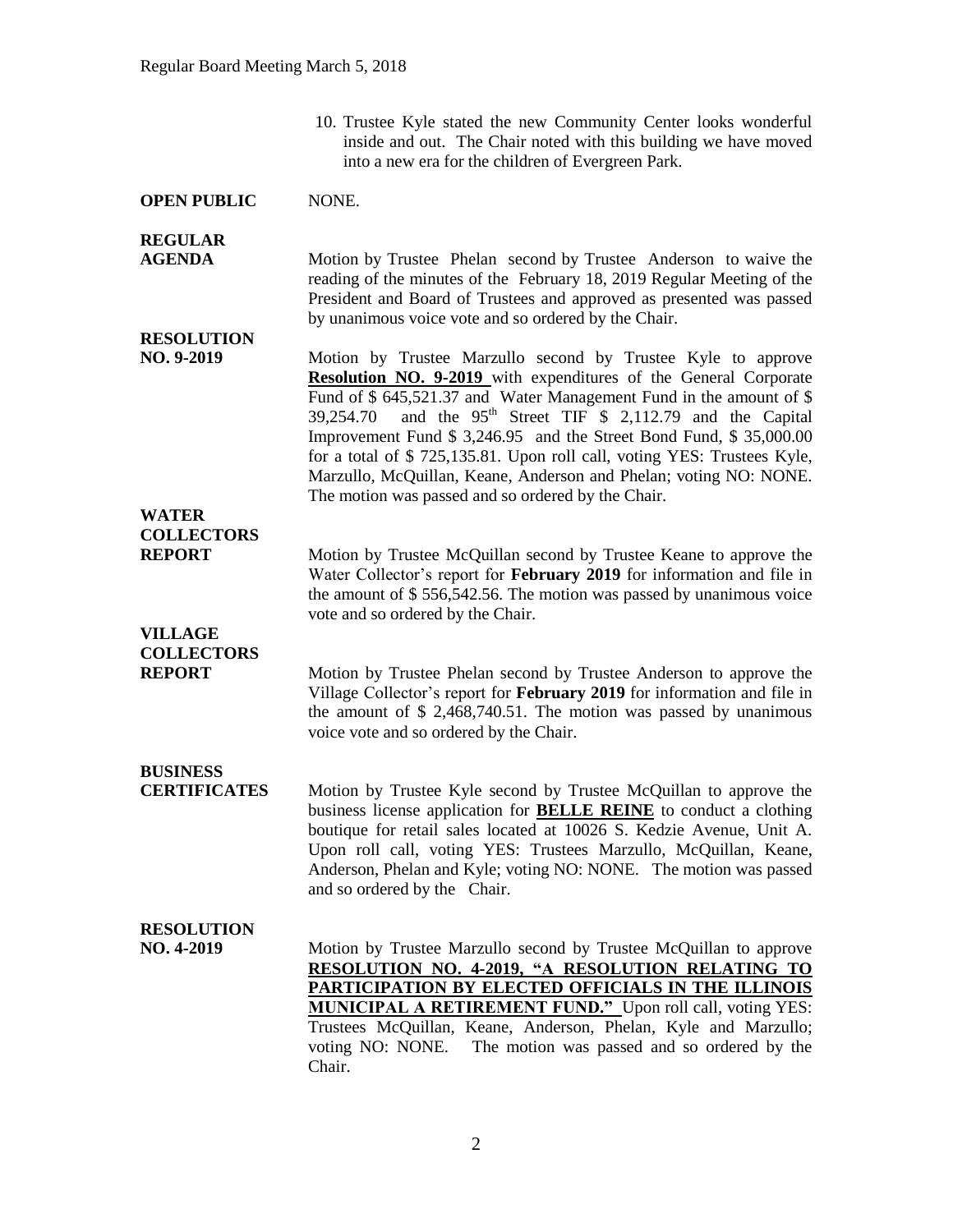10. Trustee Kyle stated the new Community Center looks wonderful inside and out. The Chair noted with this building we have moved into a new era for the children of Evergreen Park.

**OPEN PUBLIC** NONE.

**REGULAR AGENDA** Motion by Trustee Phelan second by Trustee Anderson to waive the reading of the minutes of the February 18, 2019 Regular Meeting of the President and Board of Trustees and approved as presented was passed by unanimous voice vote and so ordered by the Chair.

**RESOLUTION NO. 9-2019** Motion by Trustee Marzullo second by Trustee Kyle to approve **Resolution NO. 9-2019** with expenditures of the General Corporate Fund of $ 645,521.37 and Water Management Fund in the amount of $ 39,254.70 and the 95th Street TIF $ 2,112.79 and the Capital Improvement Fund $ 3,246.95 and the Street Bond Fund, $ 35,000.00 for a total of $ 725,135.81. Upon roll call, voting YES: Trustees Kyle, Marzullo, McQuillan, Keane, Anderson and Phelan; voting NO: NONE. The motion was passed and so ordered by the Chair.

**WATER COLLECTORS REPORT** Motion by Trustee McQuillan second by Trustee Keane to approve the Water Collector's report for **February 2019** for information and file in the amount of $ 556,542.56. The motion was passed by unanimous voice vote and so ordered by the Chair.

**VILLAGE COLLECTORS REPORT** Motion by Trustee Phelan second by Trustee Anderson to approve the Village Collector's report for **February 2019** for information and file in the amount of $ 2,468,740.51. The motion was passed by unanimous voice vote and so ordered by the Chair.

**BUSINESS CERTIFICATES** Motion by Trustee Kyle second by Trustee McQuillan to approve the business license application for **BELLE REINE** to conduct a clothing boutique for retail sales located at 10026 S. Kedzie Avenue, Unit A. Upon roll call, voting YES: Trustees Marzullo, McQuillan, Keane, Anderson, Phelan and Kyle; voting NO: NONE. The motion was passed and so ordered by the Chair.

**RESOLUTION NO. 4-2019** Motion by Trustee Marzullo second by Trustee McQuillan to approve **RESOLUTION NO. 4-2019, "A RESOLUTION RELATING TO PARTICIPATION BY ELECTED OFFICIALS IN THE ILLINOIS MUNICIPAL A RETIREMENT FUND."** Upon roll call, voting YES: Trustees McQuillan, Keane, Anderson, Phelan, Kyle and Marzullo; voting NO: NONE. The motion was passed and so ordered by the Chair.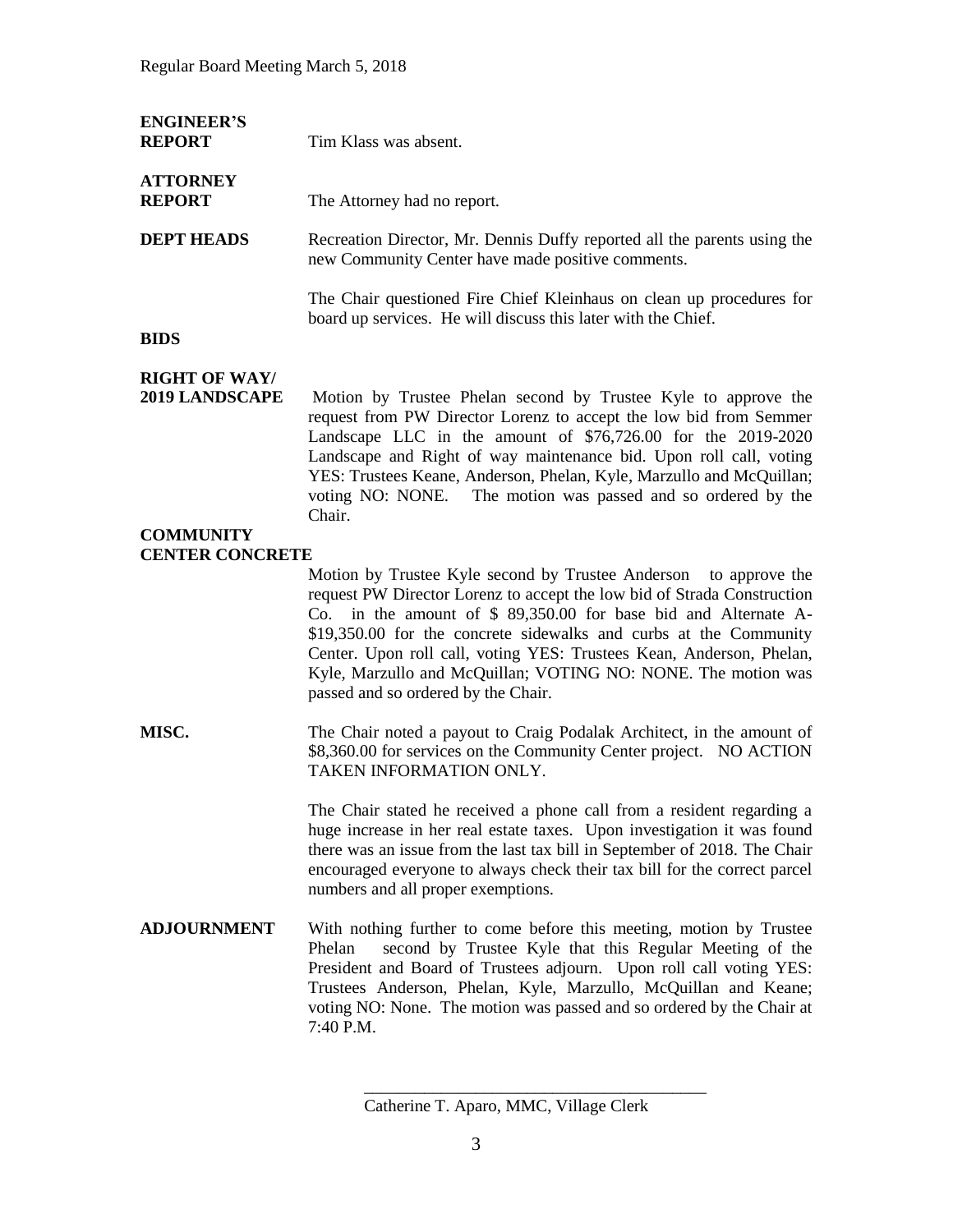**ENGINEER'S REPORT** Tim Klass was absent.

**ATTORNEY REPORT** The Attorney had no report.

**DEPT HEADS** Recreation Director, Mr. Dennis Duffy reported all the parents using the new Community Center have made positive comments.

The Chair questioned Fire Chief Kleinhaus on clean up procedures for board up services. He will discuss this later with the Chief.

**BIDS**

**RIGHT OF WAY/ 2019 LANDSCAPE** Motion by Trustee Phelan second by Trustee Kyle to approve the request from PW Director Lorenz to accept the low bid from Semmer Landscape LLC in the amount of $76,726.00 for the 2019-2020 Landscape and Right of way maintenance bid. Upon roll call, voting YES: Trustees Keane, Anderson, Phelan, Kyle, Marzullo and McQuillan; voting NO: NONE. The motion was passed and so ordered by the Chair.

**COMMUNITY CENTER CONCRETE**

Motion by Trustee Kyle second by Trustee Anderson to approve the request PW Director Lorenz to accept the low bid of Strada Construction Co. in the amount of $ 89,350.00 for base bid and Alternate A- $19,350.00 for the concrete sidewalks and curbs at the Community Center. Upon roll call, voting YES: Trustees Kean, Anderson, Phelan, Kyle, Marzullo and McQuillan; VOTING NO: NONE. The motion was passed and so ordered by the Chair.

**MISC.** The Chair noted a payout to Craig Podalak Architect, in the amount of $8,360.00 for services on the Community Center project. NO ACTION TAKEN INFORMATION ONLY.

The Chair stated he received a phone call from a resident regarding a huge increase in her real estate taxes. Upon investigation it was found there was an issue from the last tax bill in September of 2018. The Chair encouraged everyone to always check their tax bill for the correct parcel numbers and all proper exemptions.

**ADJOURNMENT** With nothing further to come before this meeting, motion by Trustee Phelan second by Trustee Kyle that this Regular Meeting of the President and Board of Trustees adjourn. Upon roll call voting YES: Trustees Anderson, Phelan, Kyle, Marzullo, McQuillan and Keane; voting NO: None. The motion was passed and so ordered by the Chair at 7:40 P.M.

\_\_\_\_\_\_\_\_\_\_\_\_\_\_\_\_\_\_\_\_\_\_\_\_\_\_\_\_\_\_\_\_\_\_\_\_\_\_\_\_

Catherine T. Aparo, MMC, Village Clerk